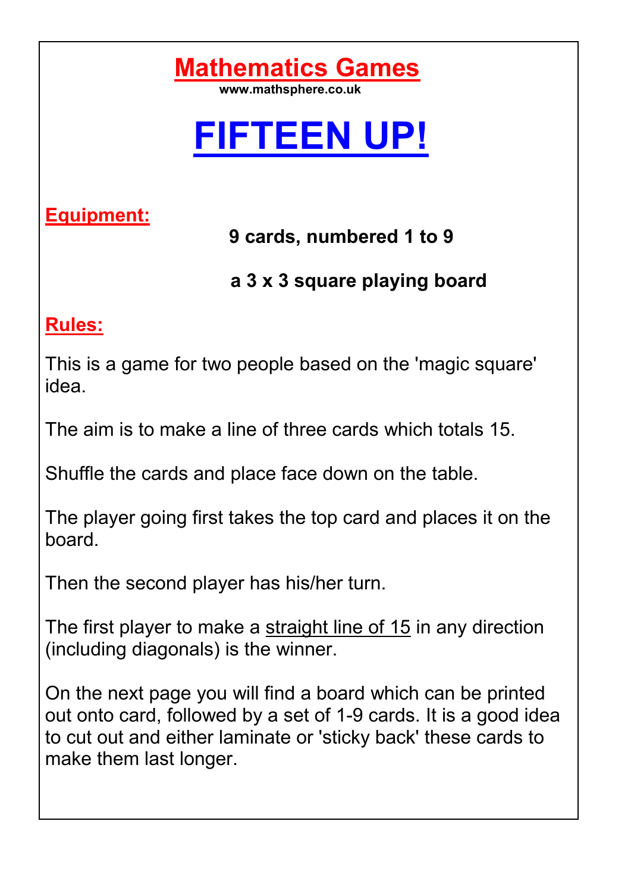# Mathematics Games

**www.mathsphere.co.uk**

# FIFTEEN UP!

## Equipment:

**9 cards, numbered 1 to 9**

**a 3 x 3 square playing board**

## Rules:

This is a game for two people based on the 'magic square' idea.

The aim is to make a line of three cards which totals 15.

Shuffle the cards and place face down on the table.

The player going first takes the top card and places it on the board.

Then the second player has his/her turn.

The first player to make a straight line of 15 in any direction (including diagonals) is the winner.

On the next page you will find a board which can be printed out onto card, followed by a set of 1-9 cards. It is a good idea to cut out and either laminate or 'sticky back' these cards to make them last longer.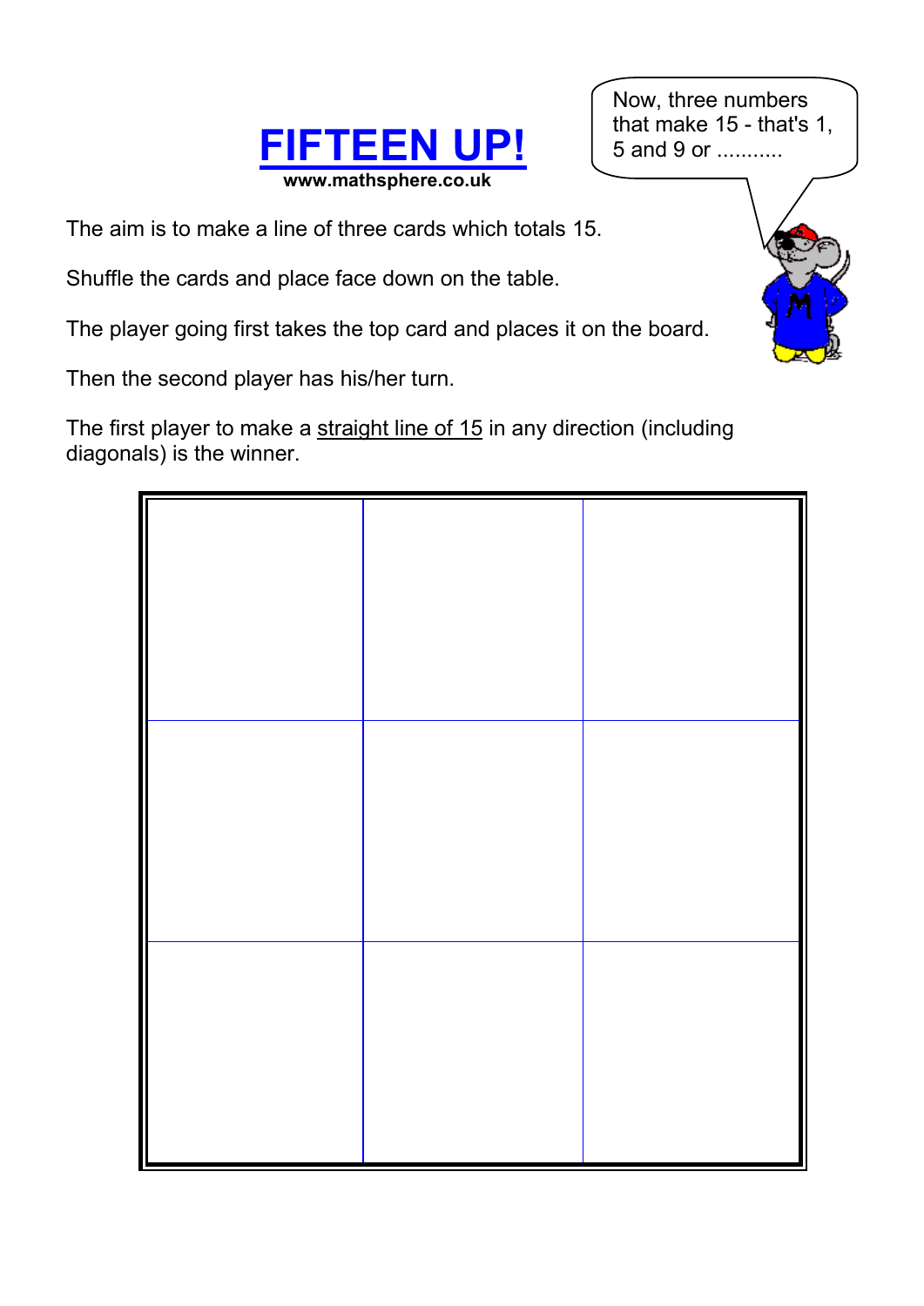# FIFTEEN UP!

**www.mathsphere.co.uk**

Now, three numbers that make 15 - that's 1, 5 and 9 or ...........

The aim is to make a line of three cards which totals 15.

Shuffle the cards and place face down on the table.

The player going first takes the top card and places it on the board.

Then the second player has his/her turn.

The first player to make a straight line of 15 in any direction (including diagonals) is the winner.

| | | |
|---|---|---|
| | | |
| | | |
| | | |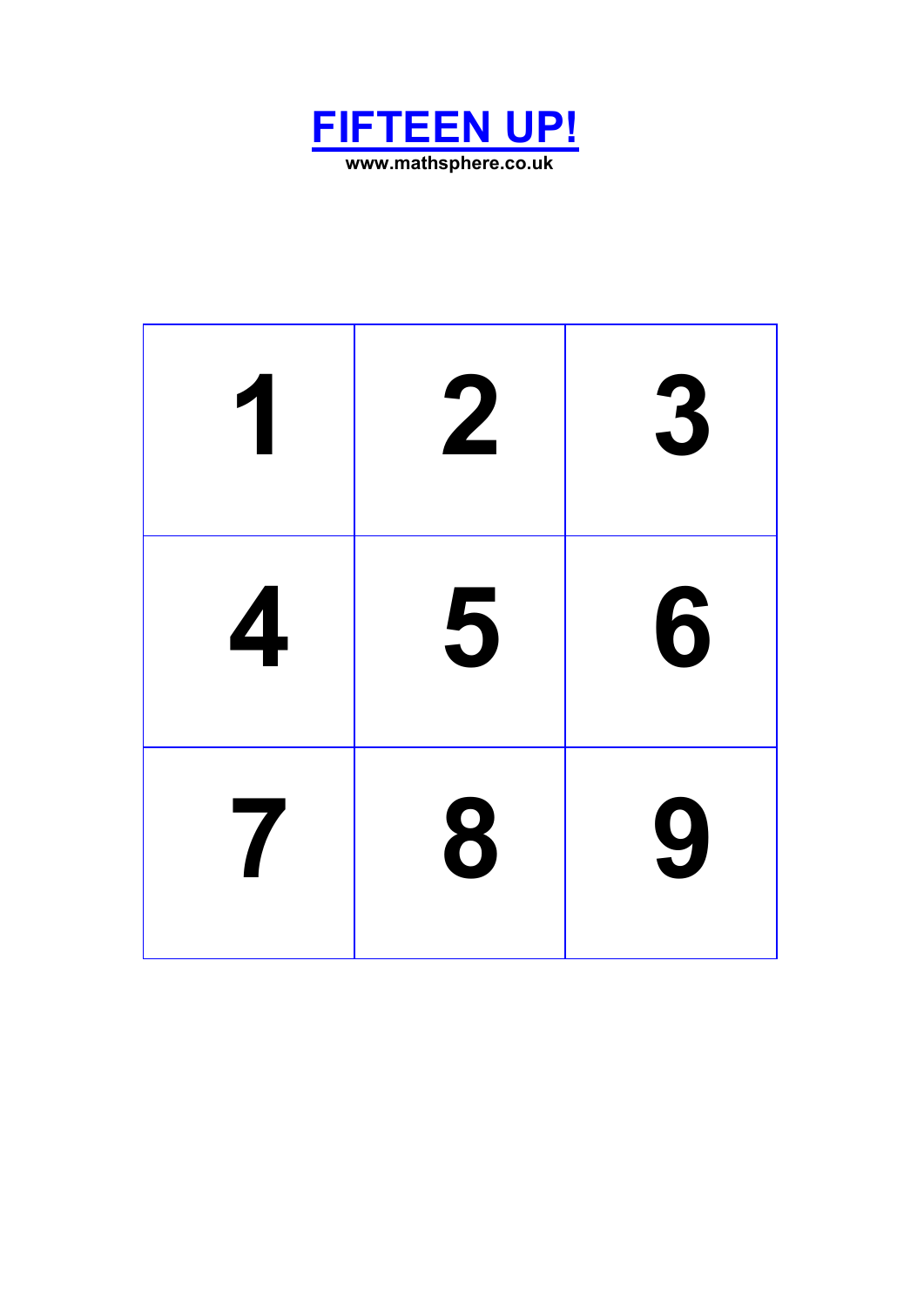# FIFTEEN UP!

**www.mathsphere.co.uk**

| | | |
|---|---|---|
| 1 | 2 | 3 |
| 4 | 5 | 6 |
| 7 | 8 | 9 |